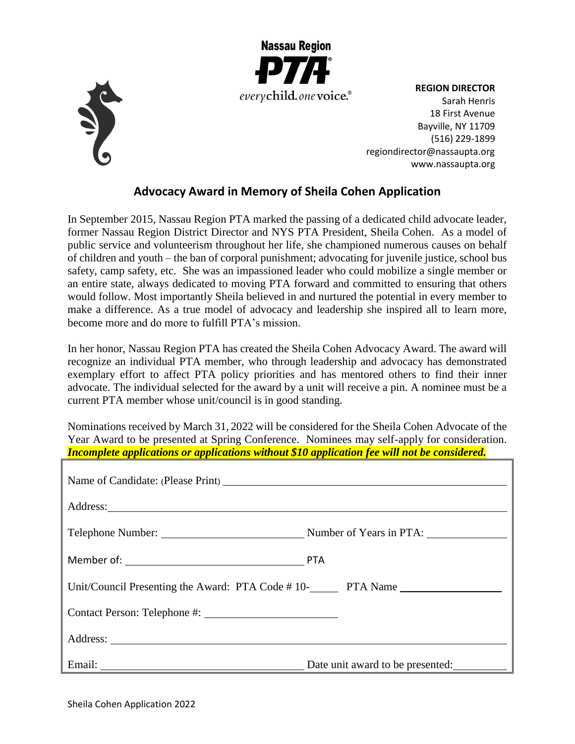Nassau Region PTA
*everychild. onevoice.*®

**REGION DIRECTOR**
Sarah Henris
18 First Avenue
Bayville, NY 11709
(516) 229-1899
regiondirector@nassaupta.org
www.nassaupta.org

## Advocacy Award in Memory of Sheila Cohen Application

In September 2015, Nassau Region PTA marked the passing of a dedicated child advocate leader, former Nassau Region District Director and NYS PTA President, Sheila Cohen. As a model of public service and volunteerism throughout her life, she championed numerous causes on behalf of children and youth – the ban of corporal punishment; advocating for juvenile justice, school bus safety, camp safety, etc. She was an impassioned leader who could mobilize a single member or an entire state, always dedicated to moving PTA forward and committed to ensuring that others would follow. Most importantly Sheila believed in and nurtured the potential in every member to make a difference. As a true model of advocacy and leadership she inspired all to learn more, become more and do more to fulfill PTA's mission.

In her honor, Nassau Region PTA has created the Sheila Cohen Advocacy Award. The award will recognize an individual PTA member, who through leadership and advocacy has demonstrated exemplary effort to affect PTA policy priorities and has mentored others to find their inner advocate. The individual selected for the award by a unit will receive a pin. A nominee must be a current PTA member whose unit/council is in good standing.

Nominations received by March 31, 2022 will be considered for the Sheila Cohen Advocate of the Year Award to be presented at Spring Conference. Nominees may self-apply for consideration. ***Incomplete applications or applications without $10 application fee will not be considered.***

Name of Candidate: (Please Print) ______________________________________________

Address: ______________________________________________________________

Telephone Number: ________________________ Number of Years in PTA: ____________

Member of: ______________________________ PTA

Unit/Council Presenting the Award: PTA Code # 10-_____ PTA Name ________________

Contact Person: Telephone #: ______________________

Address: ______________________________________________________________

Email: __________________________________ Date unit award to be presented: ________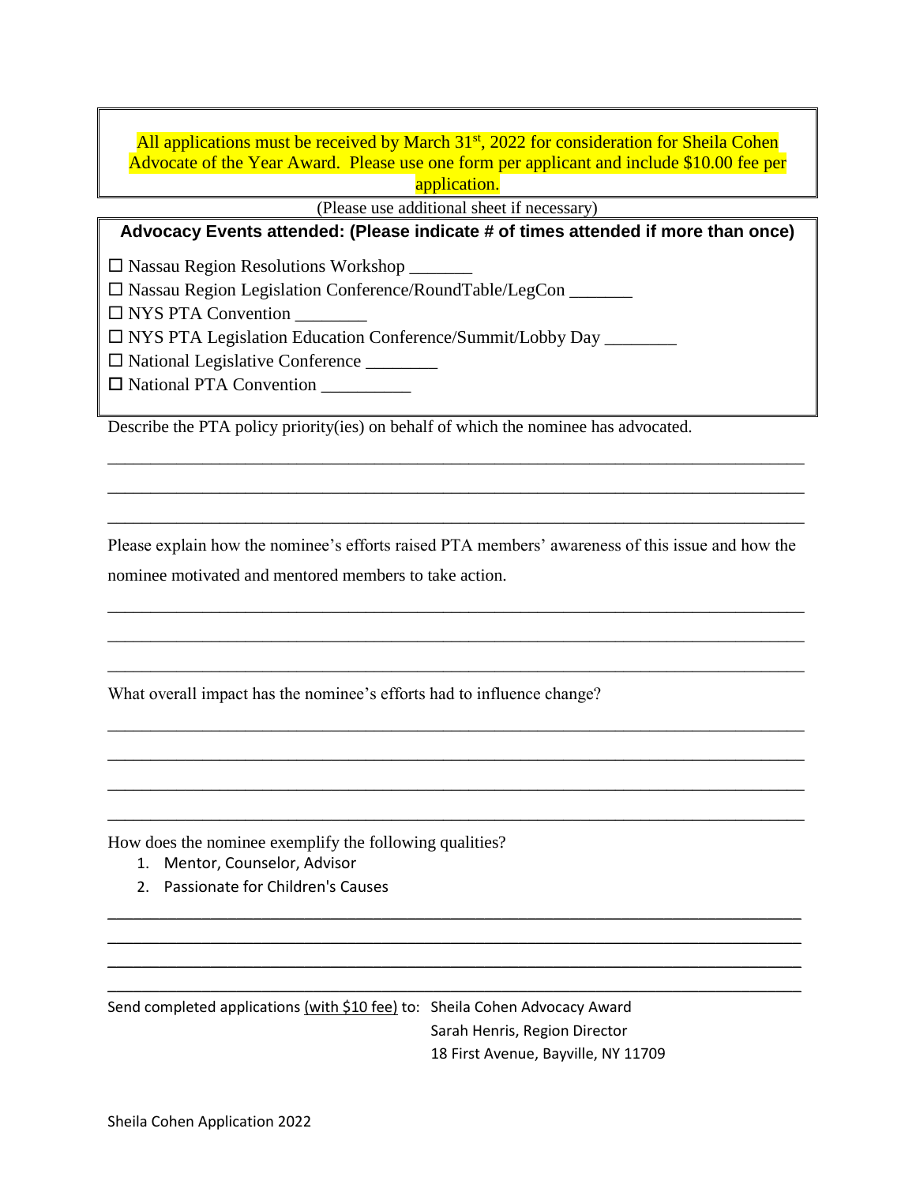All applications must be received by March 31st, 2022 for consideration for Sheila Cohen Advocate of the Year Award. Please use one form per applicant and include $10.00 fee per application.

(Please use additional sheet if necessary)

**Advocacy Events attended: (Please indicate # of times attended if more than once)**

☐ Nassau Region Resolutions Workshop _______

☐ Nassau Region Legislation Conference/RoundTable/LegCon _______

☐ NYS PTA Convention ________

☐ NYS PTA Legislation Education Conference/Summit/Lobby Day ________

☐ National Legislative Conference ________

☐ National PTA Convention __________

Describe the PTA policy priority(ies) on behalf of which the nominee has advocated.

_______________________________________________________________________________

_______________________________________________________________________________

_______________________________________________________________________________

Please explain how the nominee's efforts raised PTA members' awareness of this issue and how the nominee motivated and mentored members to take action.

_______________________________________________________________________________

_______________________________________________________________________________

_______________________________________________________________________________

What overall impact has the nominee's efforts had to influence change?

_______________________________________________________________________________

_______________________________________________________________________________

_______________________________________________________________________________

_______________________________________________________________________________

How does the nominee exemplify the following qualities?

1. Mentor, Counselor, Advisor
2. Passionate for Children's Causes

_______________________________________________________________________________

_______________________________________________________________________________

_______________________________________________________________________________

_______________________________________________________________________________

Send completed applications <u>(with $10 fee)</u> to: Sheila Cohen Advocacy Award
Sarah Henris, Region Director
18 First Avenue, Bayville, NY 11709

Sheila Cohen Application 2022